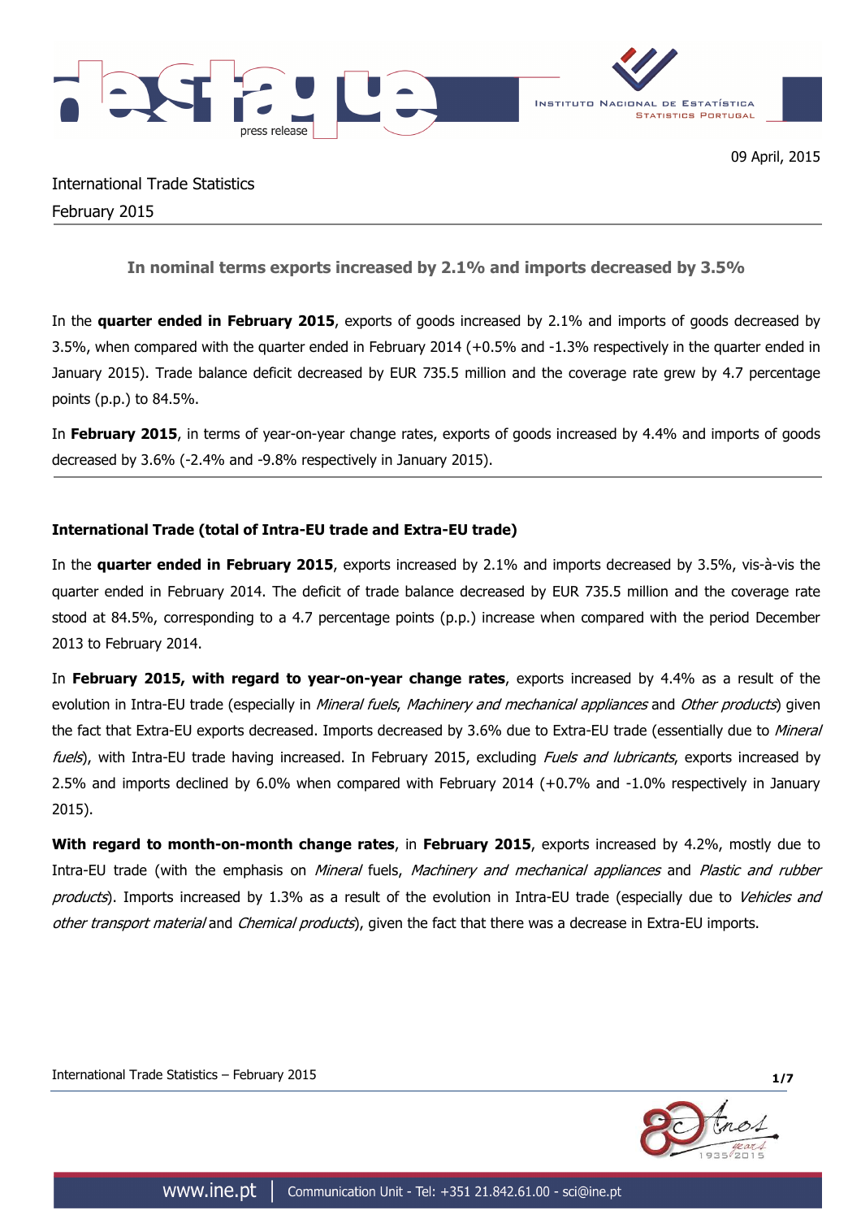09 April, 2015

International Trade Statistics

February 2015

## In nominal terms exports increased by 2.1% and imports decreased by 3.5%

In the **quarter ended in February 2015**, exports of goods increased by 2.1% and imports of goods decreased by 3.5%, when compared with the quarter ended in February 2014 (+0.5% and -1.3% respectively in the quarter ended in January 2015). Trade balance deficit decreased by EUR 735.5 million and the coverage rate grew by 4.7 percentage points (p.p.) to 84.5%.

In **February 2015**, in terms of year-on-year change rates, exports of goods increased by 4.4% and imports of goods decreased by 3.6% (-2.4% and -9.8% respectively in January 2015).

### International Trade (total of Intra-EU trade and Extra-EU trade)

In the **quarter ended in February 2015**, exports increased by 2.1% and imports decreased by 3.5%, vis-à-vis the quarter ended in February 2014. The deficit of trade balance decreased by EUR 735.5 million and the coverage rate stood at 84.5%, corresponding to a 4.7 percentage points (p.p.) increase when compared with the period December 2013 to February 2014.

In **February 2015, with regard to year-on-year change rates**, exports increased by 4.4% as a result of the evolution in Intra-EU trade (especially in *Mineral fuels*, *Machinery and mechanical appliances* and *Other products*) given the fact that Extra-EU exports decreased. Imports decreased by 3.6% due to Extra-EU trade (essentially due to *Mineral fuels*), with Intra-EU trade having increased. In February 2015, excluding *Fuels and lubricants*, exports increased by 2.5% and imports declined by 6.0% when compared with February 2014 (+0.7% and -1.0% respectively in January 2015).

**With regard to month-on-month change rates**, in **February 2015**, exports increased by 4.2%, mostly due to Intra-EU trade (with the emphasis on *Mineral* fuels, *Machinery and mechanical appliances* and *Plastic and rubber products*). Imports increased by 1.3% as a result of the evolution in Intra-EU trade (especially due to *Vehicles and other transport material* and *Chemical products*), given the fact that there was a decrease in Extra-EU imports.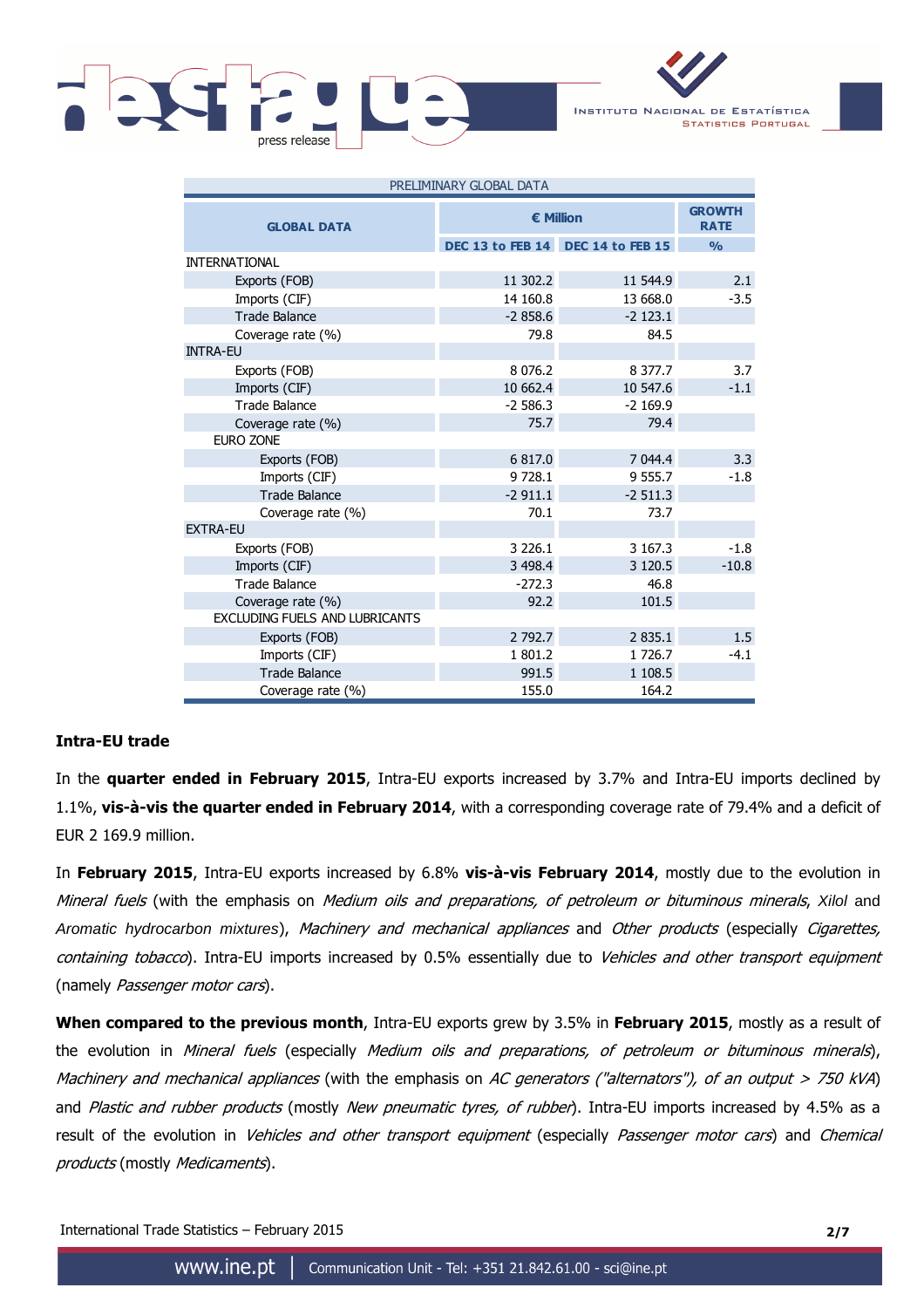| PRELIMINARY GLOBAL DATA | | | |
|---|---|---|---|
| **GLOBAL DATA** | **€ Million** | | **GROWTH RATE** |
| | **DEC 13 to FEB 14** | **DEC 14 to FEB 15** | **%** |
| INTERNATIONAL | | | |
| Exports (FOB) | 11 302.2 | 11 544.9 | 2.1 |
| Imports (CIF) | 14 160.8 | 13 668.0 | -3.5 |
| Trade Balance | -2 858.6 | -2 123.1 | |
| Coverage rate (%) | 79.8 | 84.5 | |
| INTRA-EU | | | |
| Exports (FOB) | 8 076.2 | 8 377.7 | 3.7 |
| Imports (CIF) | 10 662.4 | 10 547.6 | -1.1 |
| Trade Balance | -2 586.3 | -2 169.9 | |
| Coverage rate (%) | 75.7 | 79.4 | |
| EURO ZONE | | | |
| Exports (FOB) | 6 817.0 | 7 044.4 | 3.3 |
| Imports (CIF) | 9 728.1 | 9 555.7 | -1.8 |
| Trade Balance | -2 911.1 | -2 511.3 | |
| Coverage rate (%) | 70.1 | 73.7 | |
| EXTRA-EU | | | |
| Exports (FOB) | 3 226.1 | 3 167.3 | -1.8 |
| Imports (CIF) | 3 498.4 | 3 120.5 | -10.8 |
| Trade Balance | -272.3 | 46.8 | |
| Coverage rate (%) | 92.2 | 101.5 | |
| EXCLUDING FUELS AND LUBRICANTS | | | |
| Exports (FOB) | 2 792.7 | 2 835.1 | 1.5 |
| Imports (CIF) | 1 801.2 | 1 726.7 | -4.1 |
| Trade Balance | 991.5 | 1 108.5 | |
| Coverage rate (%) | 155.0 | 164.2 | |

## Intra-EU trade

In the **quarter ended in February 2015**, Intra-EU exports increased by 3.7% and Intra-EU imports declined by 1.1%, **vis-à-vis the quarter ended in February 2014**, with a corresponding coverage rate of 79.4% and a deficit of EUR 2 169.9 million.

In **February 2015**, Intra-EU exports increased by 6.8% **vis-à-vis February 2014**, mostly due to the evolution in *Mineral fuels* (with the emphasis on *Medium oils and preparations, of petroleum or bituminous minerals*, *Xilol* and *Aromatic hydrocarbon mixtures*), *Machinery and mechanical appliances* and *Other products* (especially *Cigarettes, containing tobacco*). Intra-EU imports increased by 0.5% essentially due to *Vehicles and other transport equipment* (namely *Passenger motor cars*).

**When compared to the previous month**, Intra-EU exports grew by 3.5% in **February 2015**, mostly as a result of the evolution in *Mineral fuels* (especially *Medium oils and preparations, of petroleum or bituminous minerals*), *Machinery and mechanical appliances* (with the emphasis on *AC generators ("alternators"), of an output > 750 kVA*) and *Plastic and rubber products* (mostly *New pneumatic tyres, of rubber*). Intra-EU imports increased by 4.5% as a result of the evolution in *Vehicles and other transport equipment* (especially *Passenger motor cars*) and *Chemical products* (mostly *Medicaments*).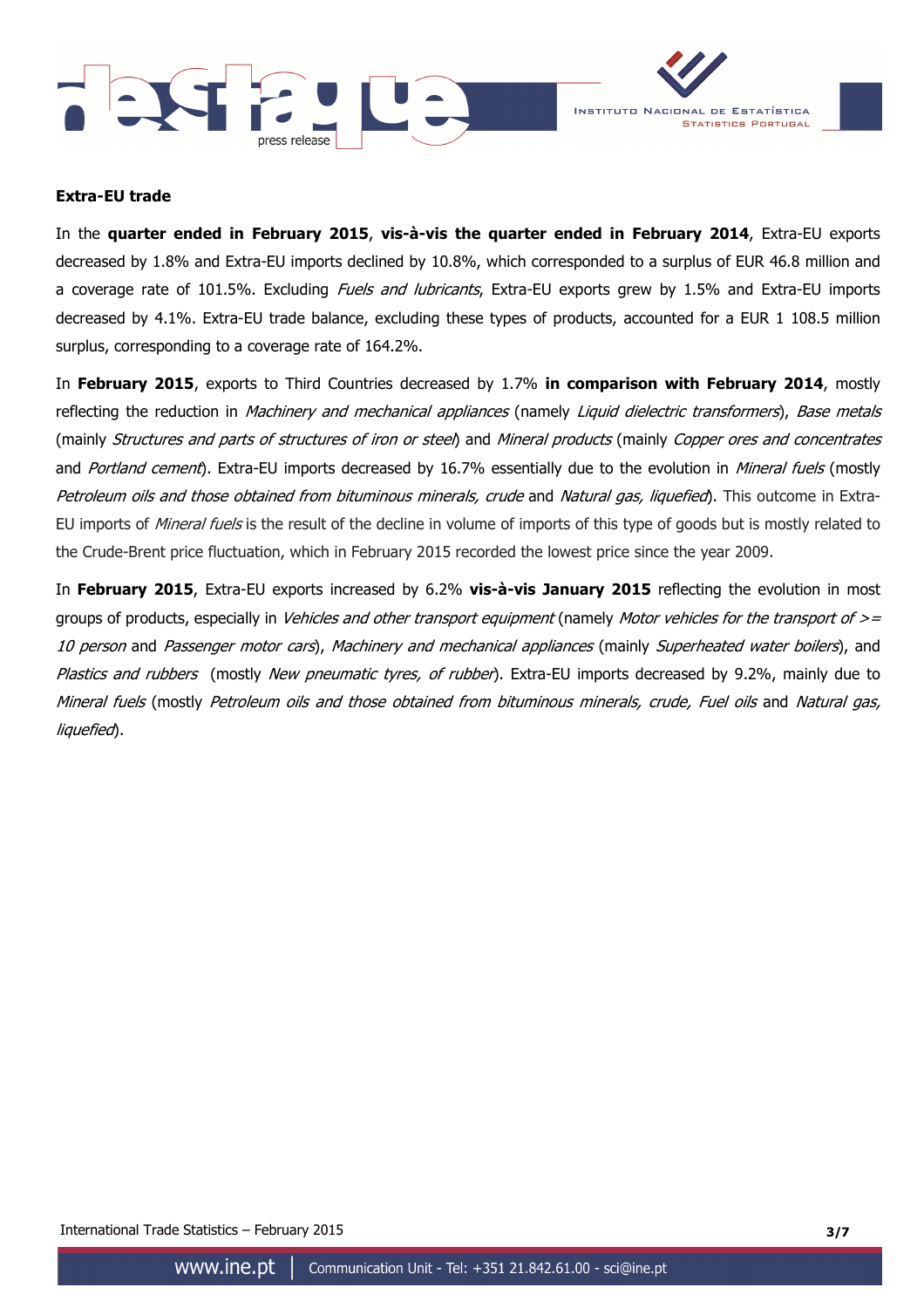**Extra-EU trade**

In the **quarter ended in February 2015**, **vis-à-vis the quarter ended in February 2014**, Extra-EU exports decreased by 1.8% and Extra-EU imports declined by 10.8%, which corresponded to a surplus of EUR 46.8 million and a coverage rate of 101.5%. Excluding *Fuels and lubricants*, Extra-EU exports grew by 1.5% and Extra-EU imports decreased by 4.1%. Extra-EU trade balance, excluding these types of products, accounted for a EUR 1 108.5 million surplus, corresponding to a coverage rate of 164.2%.

In **February 2015**, exports to Third Countries decreased by 1.7% **in comparison with February 2014**, mostly reflecting the reduction in *Machinery and mechanical appliances* (namely *Liquid dielectric transformers*), *Base metals* (mainly *Structures and parts of structures of iron or steel*) and *Mineral products* (mainly *Copper ores and concentrates* and *Portland cement*). Extra-EU imports decreased by 16.7% essentially due to the evolution in *Mineral fuels* (mostly *Petroleum oils and those obtained from bituminous minerals, crude* and *Natural gas, liquefied*). This outcome in Extra-EU imports of *Mineral fuels* is the result of the decline in volume of imports of this type of goods but is mostly related to the Crude-Brent price fluctuation, which in February 2015 recorded the lowest price since the year 2009.

In **February 2015**, Extra-EU exports increased by 6.2% **vis-à-vis January 2015** reflecting the evolution in most groups of products, especially in *Vehicles and other transport equipment* (namely *Motor vehicles for the transport of >= 10 person* and *Passenger motor cars*), *Machinery and mechanical appliances* (mainly *Superheated water boilers*), and *Plastics and rubbers* (mostly *New pneumatic tyres, of rubber*). Extra-EU imports decreased by 9.2%, mainly due to *Mineral fuels* (mostly *Petroleum oils and those obtained from bituminous minerals, crude, Fuel oils* and *Natural gas, liquefied*).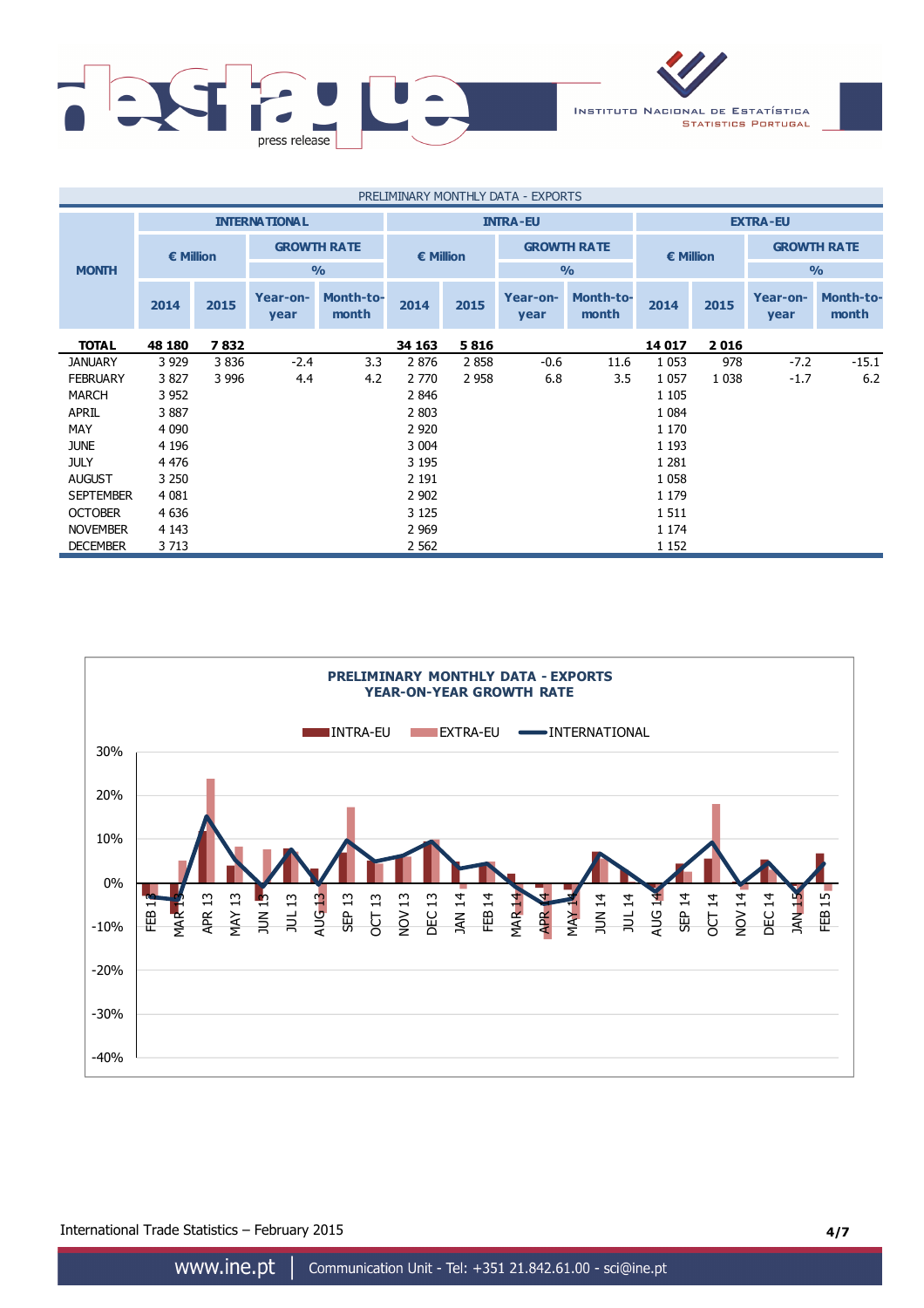PRELIMINARY MONTHLY DATA - EXPORTS

| MONTH | INTERNATIONAL | | | | INTRA-EU | | | | EXTRA-EU | | | |
|---|---|---|---|---|---|---|---|---|---|---|---|---|
| | € Million | | GROWTH RATE % | | € Million | | GROWTH RATE % | | € Million | | GROWTH RATE % | |
| | 2014 | 2015 | Year-on-year | Month-to-month | 2014 | 2015 | Year-on-year | Month-to-month | 2014 | 2015 | Year-on-year | Month-to-month |
| **TOTAL** | **48 180** | **7 832** | | | **34 163** | **5 816** | | | **14 017** | **2 016** | | |
| JANUARY | 3 929 | 3 836 | -2.4 | 3.3 | 2 876 | 2 858 | -0.6 | 11.6 | 1 053 | 978 | -7.2 | -15.1 |
| FEBRUARY | 3 827 | 3 996 | 4.4 | 4.2 | 2 770 | 2 958 | 6.8 | 3.5 | 1 057 | 1 038 | -1.7 | 6.2 |
| MARCH | 3 952 | | | | 2 846 | | | | 1 105 | | | |
| APRIL | 3 887 | | | | 2 803 | | | | 1 084 | | | |
| MAY | 4 090 | | | | 2 920 | | | | 1 170 | | | |
| JUNE | 4 196 | | | | 3 004 | | | | 1 193 | | | |
| JULY | 4 476 | | | | 3 195 | | | | 1 281 | | | |
| AUGUST | 3 250 | | | | 2 191 | | | | 1 058 | | | |
| SEPTEMBER | 4 081 | | | | 2 902 | | | | 1 179 | | | |
| OCTOBER | 4 636 | | | | 3 125 | | | | 1 511 | | | |
| NOVEMBER | 4 143 | | | | 2 969 | | | | 1 174 | | | |
| DECEMBER | 3 713 | | | | 2 562 | | | | 1 152 | | | |

**PRELIMINARY MONTHLY DATA - EXPORTS**
**YEAR-ON-YEAR GROWTH RATE**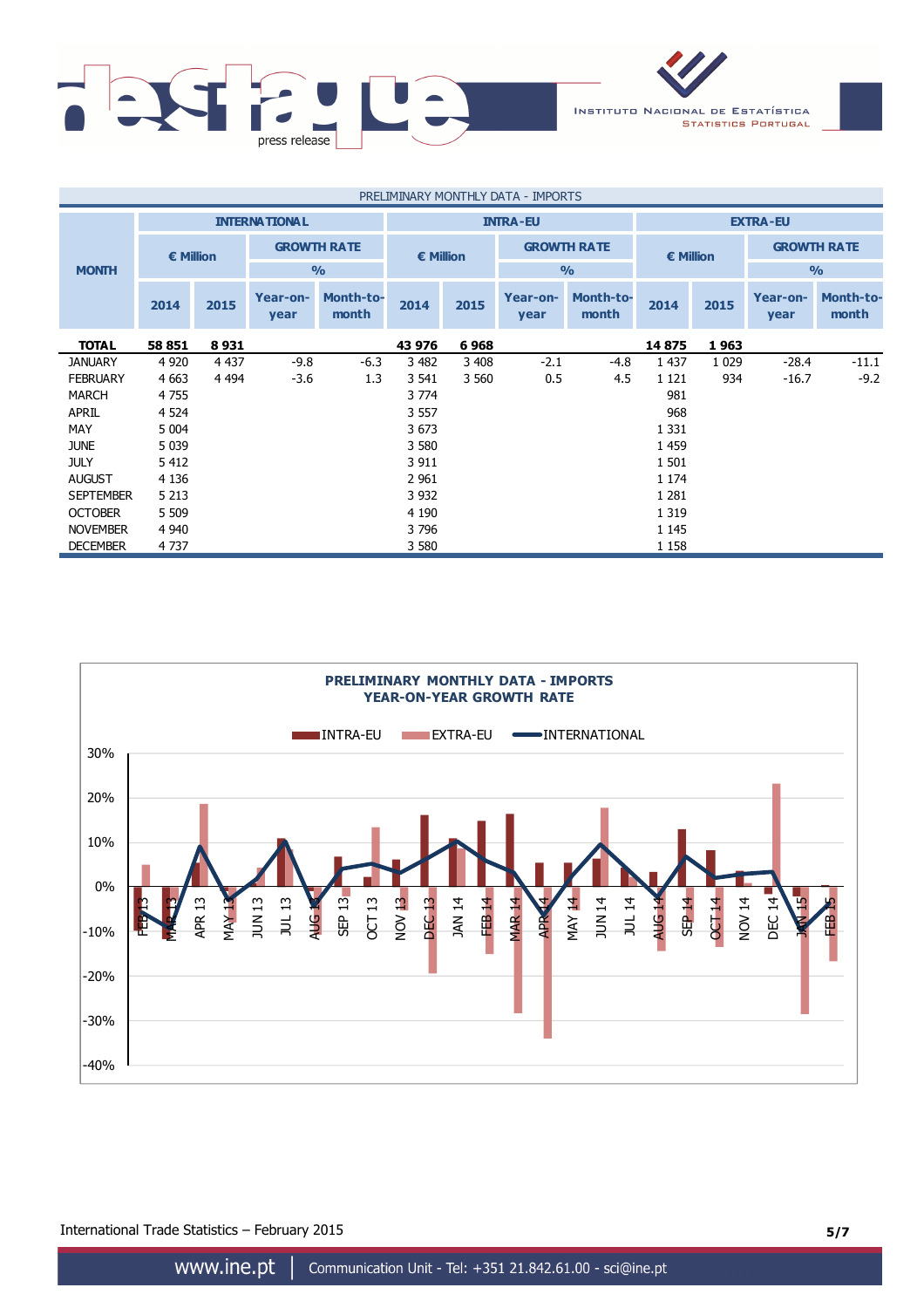PRELIMINARY MONTHLY DATA - IMPORTS

| MONTH | INTERNATIONAL | | | | INTRA-EU | | | | EXTRA-EU | | | |
|---|---|---|---|---|---|---|---|---|---|---|---|---|
| | € Million | | GROWTH RATE % | | € Million | | GROWTH RATE % | | € Million | | GROWTH RATE % | |
| | 2014 | 2015 | Year-on-year | Month-to-month | 2014 | 2015 | Year-on-year | Month-to-month | 2014 | 2015 | Year-on-year | Month-to-month |
| **TOTAL** | **58 851** | **8 931** | | | **43 976** | **6 968** | | | **14 875** | **1 963** | | |
| JANUARY | 4 920 | 4 437 | -9.8 | -6.3 | 3 482 | 3 408 | -2.1 | -4.8 | 1 437 | 1 029 | -28.4 | -11.1 |
| FEBRUARY | 4 663 | 4 494 | -3.6 | 1.3 | 3 541 | 3 560 | 0.5 | 4.5 | 1 121 | 934 | -16.7 | -9.2 |
| MARCH | 4 755 | | | | 3 774 | | | | 981 | | | |
| APRIL | 4 524 | | | | 3 557 | | | | 968 | | | |
| MAY | 5 004 | | | | 3 673 | | | | 1 331 | | | |
| JUNE | 5 039 | | | | 3 580 | | | | 1 459 | | | |
| JULY | 5 412 | | | | 3 911 | | | | 1 501 | | | |
| AUGUST | 4 136 | | | | 2 961 | | | | 1 174 | | | |
| SEPTEMBER | 5 213 | | | | 3 932 | | | | 1 281 | | | |
| OCTOBER | 5 509 | | | | 4 190 | | | | 1 319 | | | |
| NOVEMBER | 4 940 | | | | 3 796 | | | | 1 145 | | | |
| DECEMBER | 4 737 | | | | 3 580 | | | | 1 158 | | | |

**PRELIMINARY MONTHLY DATA - IMPORTS**
**YEAR-ON-YEAR GROWTH RATE**

INTRA-EU, EXTRA-EU, INTERNATIONAL (FEB 13 – FEB 15)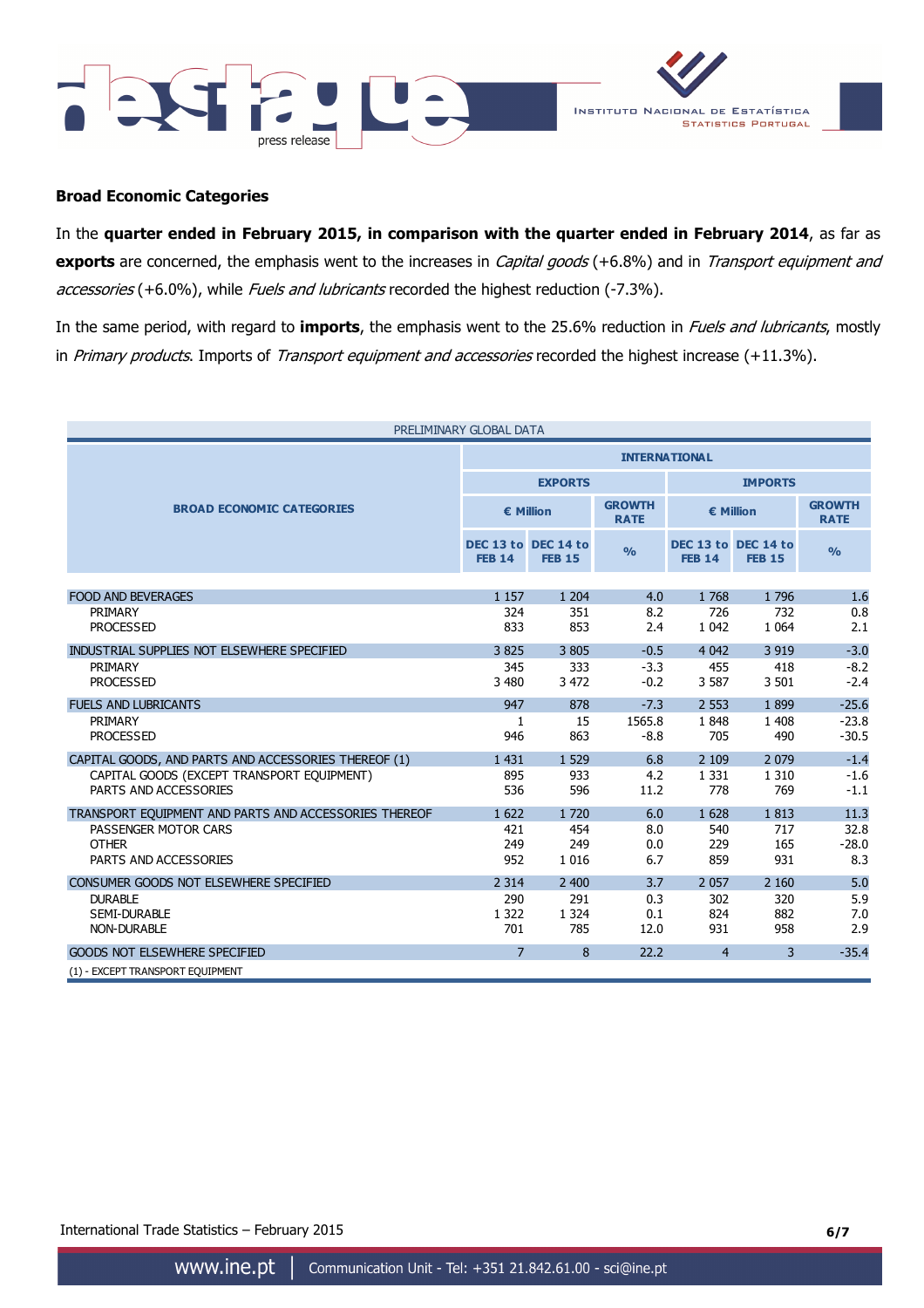## Broad Economic Categories

In the **quarter ended in February 2015, in comparison with the quarter ended in February 2014**, as far as **exports** are concerned, the emphasis went to the increases in *Capital goods* (+6.8%) and in *Transport equipment and accessories* (+6.0%), while *Fuels and lubricants* recorded the highest reduction (-7.3%).

In the same period, with regard to **imports**, the emphasis went to the 25.6% reduction in *Fuels and lubricants*, mostly in *Primary products*. Imports of *Transport equipment and accessories* recorded the highest increase (+11.3%).

PRELIMINARY GLOBAL DATA

| BROAD ECONOMIC CATEGORIES | INTERNATIONAL | | | | | |
|---|---|---|---|---|---|---|
| | EXPORTS | | | IMPORTS | | |
| | € Million | | GROWTH RATE | € Million | | GROWTH RATE |
| | DEC 13 to FEB 14 | DEC 14 to FEB 15 | % | DEC 13 to FEB 14 | DEC 14 to FEB 15 | % |
| FOOD AND BEVERAGES | 1 157 | 1 204 | 4.0 | 1 768 | 1 796 | 1.6 |
| PRIMARY | 324 | 351 | 8.2 | 726 | 732 | 0.8 |
| PROCESSED | 833 | 853 | 2.4 | 1 042 | 1 064 | 2.1 |
| INDUSTRIAL SUPPLIES NOT ELSEWHERE SPECIFIED | 3 825 | 3 805 | -0.5 | 4 042 | 3 919 | -3.0 |
| PRIMARY | 345 | 333 | -3.3 | 455 | 418 | -8.2 |
| PROCESSED | 3 480 | 3 472 | -0.2 | 3 587 | 3 501 | -2.4 |
| FUELS AND LUBRICANTS | 947 | 878 | -7.3 | 2 553 | 1 899 | -25.6 |
| PRIMARY | 1 | 15 | 1565.8 | 1 848 | 1 408 | -23.8 |
| PROCESSED | 946 | 863 | -8.8 | 705 | 490 | -30.5 |
| CAPITAL GOODS, AND PARTS AND ACCESSORIES THEREOF (1) | 1 431 | 1 529 | 6.8 | 2 109 | 2 079 | -1.4 |
| CAPITAL GOODS (EXCEPT TRANSPORT EQUIPMENT) | 895 | 933 | 4.2 | 1 331 | 1 310 | -1.6 |
| PARTS AND ACCESSORIES | 536 | 596 | 11.2 | 778 | 769 | -1.1 |
| TRANSPORT EQUIPMENT AND PARTS AND ACCESSORIES THEREOF | 1 622 | 1 720 | 6.0 | 1 628 | 1 813 | 11.3 |
| PASSENGER MOTOR CARS | 421 | 454 | 8.0 | 540 | 717 | 32.8 |
| OTHER | 249 | 249 | 0.0 | 229 | 165 | -28.0 |
| PARTS AND ACCESSORIES | 952 | 1 016 | 6.7 | 859 | 931 | 8.3 |
| CONSUMER GOODS NOT ELSEWHERE SPECIFIED | 2 314 | 2 400 | 3.7 | 2 057 | 2 160 | 5.0 |
| DURABLE | 290 | 291 | 0.3 | 302 | 320 | 5.9 |
| SEMI-DURABLE | 1 322 | 1 324 | 0.1 | 824 | 882 | 7.0 |
| NON-DURABLE | 701 | 785 | 12.0 | 931 | 958 | 2.9 |
| GOODS NOT ELSEWHERE SPECIFIED | 7 | 8 | 22.2 | 4 | 3 | -35.4 |

(1) - EXCEPT TRANSPORT EQUIPMENT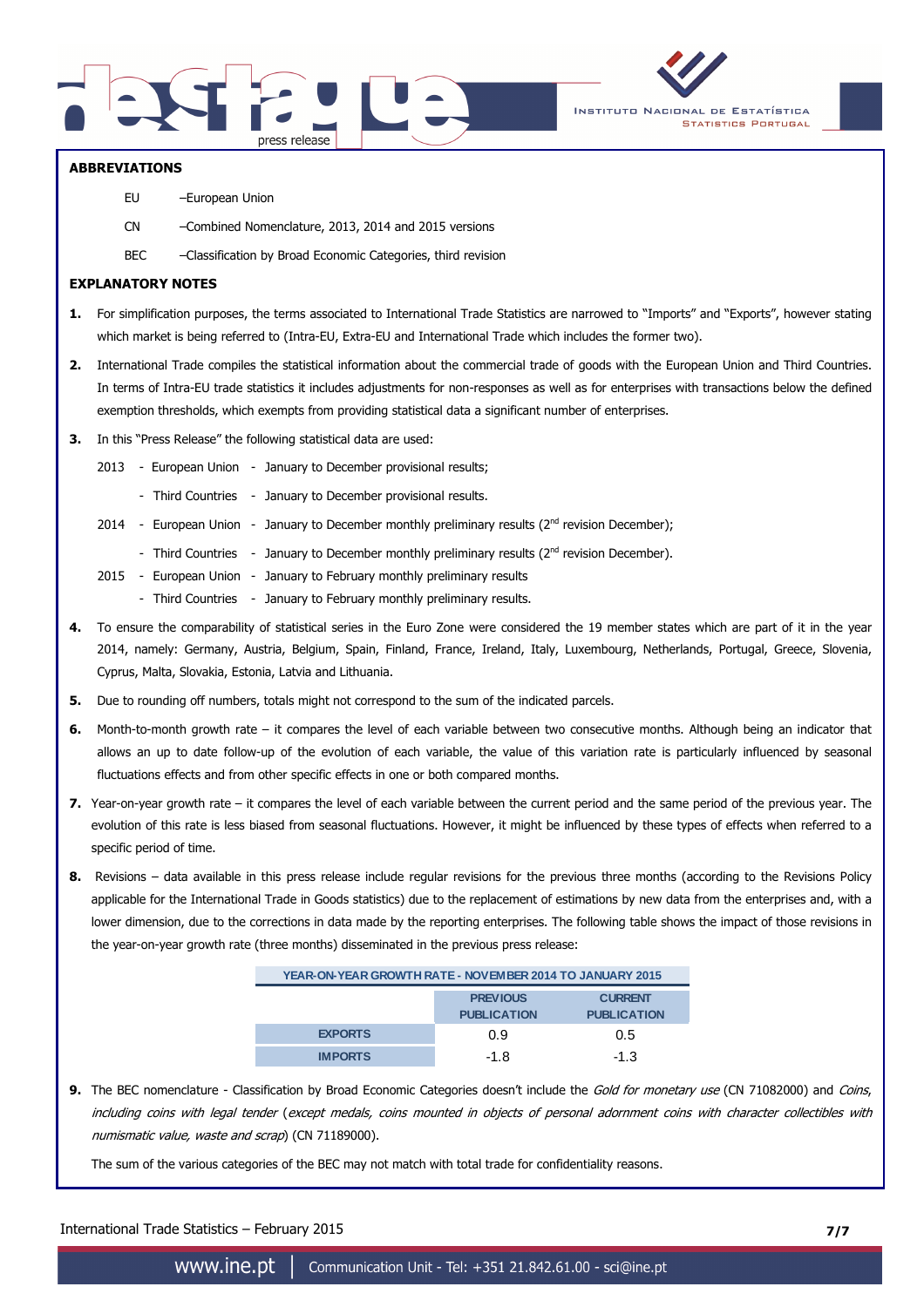## ABBREVIATIONS

EU –European Union

CN –Combined Nomenclature, 2013, 2014 and 2015 versions

BEC –Classification by Broad Economic Categories, third revision

## EXPLANATORY NOTES

1. For simplification purposes, the terms associated to International Trade Statistics are narrowed to "Imports" and "Exports", however stating which market is being referred to (Intra-EU, Extra-EU and International Trade which includes the former two).

2. International Trade compiles the statistical information about the commercial trade of goods with the European Union and Third Countries. In terms of Intra-EU trade statistics it includes adjustments for non-responses as well as for enterprises with transactions below the defined exemption thresholds, which exempts from providing statistical data a significant number of enterprises.

3. In this "Press Release" the following statistical data are used:

   2013 - European Union - January to December provisional results;
   
   - Third Countries - January to December provisional results.
   
   2014 - European Union - January to December monthly preliminary results (2nd revision December);
   
   - Third Countries - January to December monthly preliminary results (2nd revision December).
   
   2015 - European Union - January to February monthly preliminary results
   
   - Third Countries - January to February monthly preliminary results.

4. To ensure the comparability of statistical series in the Euro Zone were considered the 19 member states which are part of it in the year 2014, namely: Germany, Austria, Belgium, Spain, Finland, France, Ireland, Italy, Luxembourg, Netherlands, Portugal, Greece, Slovenia, Cyprus, Malta, Slovakia, Estonia, Latvia and Lithuania.

5. Due to rounding off numbers, totals might not correspond to the sum of the indicated parcels.

6. Month-to-month growth rate – it compares the level of each variable between two consecutive months. Although being an indicator that allows an up to date follow-up of the evolution of each variable, the value of this variation rate is particularly influenced by seasonal fluctuations effects and from other specific effects in one or both compared months.

7. Year-on-year growth rate – it compares the level of each variable between the current period and the same period of the previous year. The evolution of this rate is less biased from seasonal fluctuations. However, it might be influenced by these types of effects when referred to a specific period of time.

8. Revisions – data available in this press release include regular revisions for the previous three months (according to the Revisions Policy applicable for the International Trade in Goods statistics) due to the replacement of estimations by new data from the enterprises and, with a lower dimension, due to the corrections in data made by the reporting enterprises. The following table shows the impact of those revisions in the year-on-year growth rate (three months) disseminated in the previous press release:

| YEAR-ON-YEAR GROWTH RATE - NOVEMBER 2014 TO JANUARY 2015 | | |
|---|---|---|
| | PREVIOUS PUBLICATION | CURRENT PUBLICATION |
| EXPORTS | 0.9 | 0.5 |
| IMPORTS | -1.8 | -1.3 |

9. The BEC nomenclature - Classification by Broad Economic Categories doesn't include the *Gold for monetary use* (CN 71082000) and *Coins, including coins with legal tender* (*except medals, coins mounted in objects of personal adornment coins with character collectibles with numismatic value, waste and scrap*) (CN 71189000).

   The sum of the various categories of the BEC may not match with total trade for confidentiality reasons.